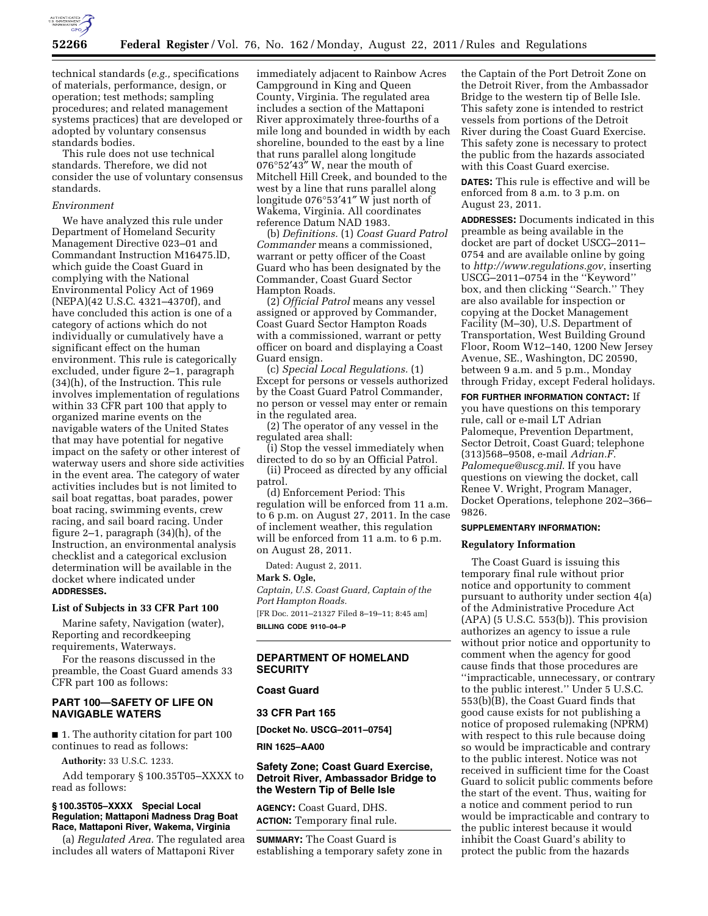technical standards (*e.g.,* specifications of materials, performance, design, or operation; test methods; sampling procedures; and related management systems practices) that are developed or adopted by voluntary consensus standards bodies.

This rule does not use technical standards. Therefore, we did not consider the use of voluntary consensus standards.

*Environment*

We have analyzed this rule under Department of Homeland Security Management Directive 023–01 and Commandant Instruction M16475.lD, which guide the Coast Guard in complying with the National Environmental Policy Act of 1969 (NEPA)(42 U.S.C. 4321–4370f), and have concluded this action is one of a category of actions which do not individually or cumulatively have a significant effect on the human environment. This rule is categorically excluded, under figure 2–1, paragraph (34)(h), of the Instruction. This rule involves implementation of regulations within 33 CFR part 100 that apply to organized marine events on the navigable waters of the United States that may have potential for negative impact on the safety or other interest of waterway users and shore side activities in the event area. The category of water activities includes but is not limited to sail boat regattas, boat parades, power boat racing, swimming events, crew racing, and sail board racing. Under figure 2–1, paragraph (34)(h), of the Instruction, an environmental analysis checklist and a categorical exclusion determination will be available in the docket where indicated under **ADDRESSES**.

**List of Subjects in 33 CFR Part 100**

Marine safety, Navigation (water), Reporting and recordkeeping requirements, Waterways.

For the reasons discussed in the preamble, the Coast Guard amends 33 CFR part 100 as follows:

## PART 100—SAFETY OF LIFE ON NAVIGABLE WATERS

■ 1. The authority citation for part 100 continues to read as follows:

**Authority:** 33 U.S.C. 1233.

Add temporary § 100.35T05–XXXX to read as follows:

**§ 100.35T05–XXXX Special Local Regulation; Mattaponi Madness Drag Boat Race, Mattaponi River, Wakema, Virginia**

(a) *Regulated Area.* The regulated area includes all waters of Mattaponi River immediately adjacent to Rainbow Acres Campground in King and Queen County, Virginia. The regulated area includes a section of the Mattaponi River approximately three-fourths of a mile long and bounded in width by each shoreline, bounded to the east by a line that runs parallel along longitude 076°52′43″ W, near the mouth of Mitchell Hill Creek, and bounded to the west by a line that runs parallel along longitude 076°53′41″ W just north of Wakema, Virginia. All coordinates reference Datum NAD 1983.

(b) *Definitions.* (1) *Coast Guard Patrol Commander* means a commissioned, warrant or petty officer of the Coast Guard who has been designated by the Commander, Coast Guard Sector Hampton Roads.

(2) *Official Patrol* means any vessel assigned or approved by Commander, Coast Guard Sector Hampton Roads with a commissioned, warrant or petty officer on board and displaying a Coast Guard ensign.

(c) *Special Local Regulations.* (1) Except for persons or vessels authorized by the Coast Guard Patrol Commander, no person or vessel may enter or remain in the regulated area.

(2) The operator of any vessel in the regulated area shall:

(i) Stop the vessel immediately when directed to do so by an Official Patrol.

(ii) Proceed as directed by any official patrol.

(d) Enforcement Period: This regulation will be enforced from 11 a.m. to 6 p.m. on August 27, 2011. In the case of inclement weather, this regulation will be enforced from 11 a.m. to 6 p.m. on August 28, 2011.

Dated: August 2, 2011.

**Mark S. Ogle,**

*Captain, U.S. Coast Guard, Captain of the Port Hampton Roads.*

[FR Doc. 2011–21327 Filed 8–19–11; 8:45 am]

**BILLING CODE 9110–04–P**

---

## DEPARTMENT OF HOMELAND SECURITY

## Coast Guard

## 33 CFR Part 165

**[Docket No. USCG–2011–0754]**

**RIN 1625–AA00**

## Safety Zone; Coast Guard Exercise, Detroit River, Ambassador Bridge to the Western Tip of Belle Isle

**AGENCY:** Coast Guard, DHS.

**ACTION:** Temporary final rule.

**SUMMARY:** The Coast Guard is establishing a temporary safety zone in the Captain of the Port Detroit Zone on the Detroit River, from the Ambassador Bridge to the western tip of Belle Isle. This safety zone is intended to restrict vessels from portions of the Detroit River during the Coast Guard Exercise. This safety zone is necessary to protect the public from the hazards associated with this Coast Guard exercise.

**DATES:** This rule is effective and will be enforced from 8 a.m. to 3 p.m. on August 23, 2011.

**ADDRESSES:** Documents indicated in this preamble as being available in the docket are part of docket USCG–2011–0754 and are available online by going to *http://www.regulations.gov*, inserting USCG–2011–0754 in the ''Keyword'' box, and then clicking ''Search.'' They are also available for inspection or copying at the Docket Management Facility (M–30), U.S. Department of Transportation, West Building Ground Floor, Room W12–140, 1200 New Jersey Avenue, SE., Washington, DC 20590, between 9 a.m. and 5 p.m., Monday through Friday, except Federal holidays.

**FOR FURTHER INFORMATION CONTACT:** If you have questions on this temporary rule, call or e-mail LT Adrian Palomeque, Prevention Department, Sector Detroit, Coast Guard; telephone (313)568–9508, e-mail *Adrian.F.Palomeque@uscg.mil*. If you have questions on viewing the docket, call Renee V. Wright, Program Manager, Docket Operations, telephone 202–366–9826.

**SUPPLEMENTARY INFORMATION:**

**Regulatory Information**

The Coast Guard is issuing this temporary final rule without prior notice and opportunity to comment pursuant to authority under section 4(a) of the Administrative Procedure Act (APA) (5 U.S.C. 553(b)). This provision authorizes an agency to issue a rule without prior notice and opportunity to comment when the agency for good cause finds that those procedures are ''impracticable, unnecessary, or contrary to the public interest.'' Under 5 U.S.C. 553(b)(B), the Coast Guard finds that good cause exists for not publishing a notice of proposed rulemaking (NPRM) with respect to this rule because doing so would be impracticable and contrary to the public interest. Notice was not received in sufficient time for the Coast Guard to solicit public comments before the start of the event. Thus, waiting for a notice and comment period to run would be impracticable and contrary to the public interest because it would inhibit the Coast Guard's ability to protect the public from the hazards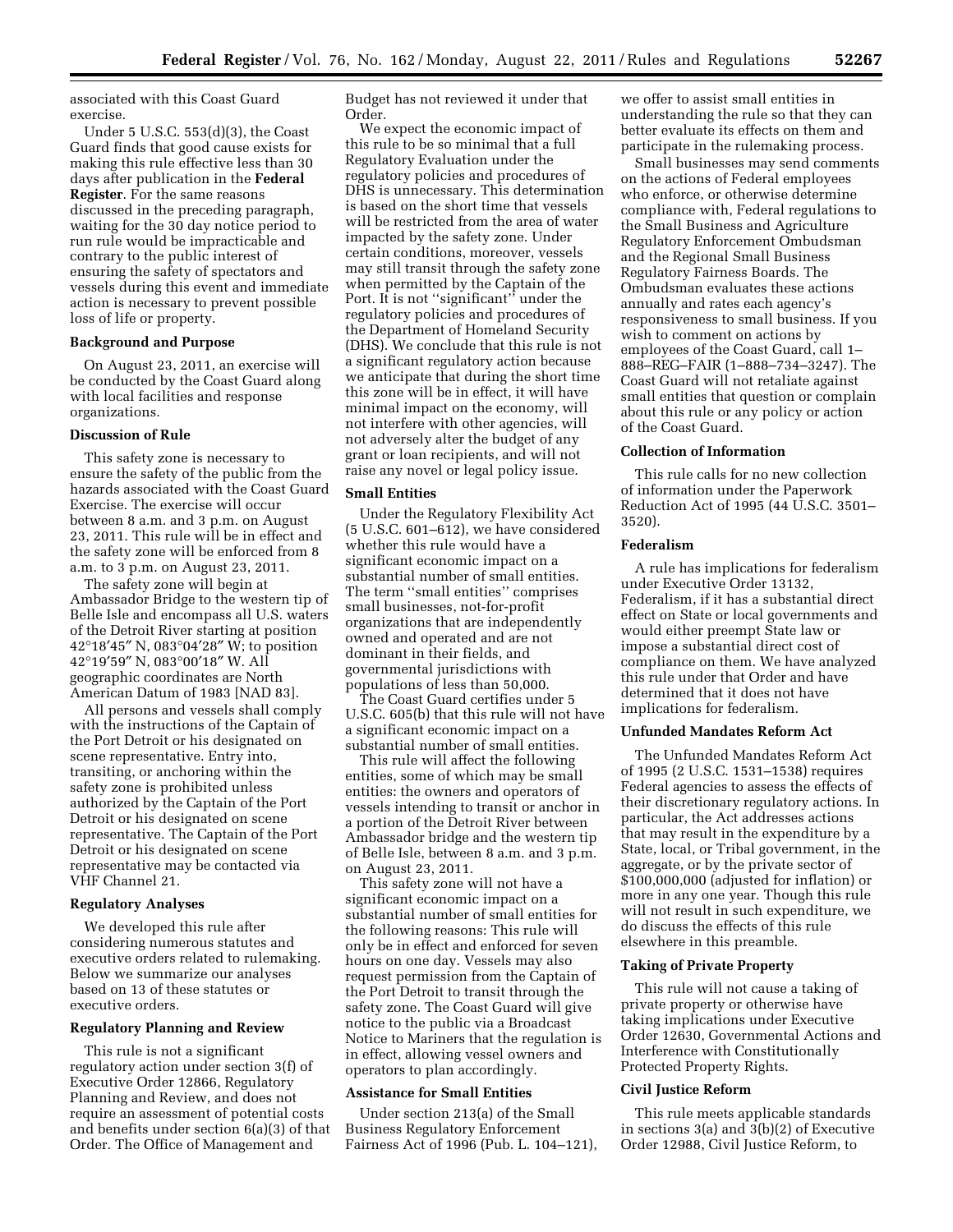associated with this Coast Guard exercise.

Under 5 U.S.C. 553(d)(3), the Coast Guard finds that good cause exists for making this rule effective less than 30 days after publication in the **Federal Register**. For the same reasons discussed in the preceding paragraph, waiting for the 30 day notice period to run rule would be impracticable and contrary to the public interest of ensuring the safety of spectators and vessels during this event and immediate action is necessary to prevent possible loss of life or property.

**Background and Purpose**

On August 23, 2011, an exercise will be conducted by the Coast Guard along with local facilities and response organizations.

**Discussion of Rule**

This safety zone is necessary to ensure the safety of the public from the hazards associated with the Coast Guard Exercise. The exercise will occur between 8 a.m. and 3 p.m. on August 23, 2011. This rule will be in effect and the safety zone will be enforced from 8 a.m. to 3 p.m. on August 23, 2011.

The safety zone will begin at Ambassador Bridge to the western tip of Belle Isle and encompass all U.S. waters of the Detroit River starting at position 42°18′45″ N, 083°04′28″ W; to position 42°19′59″ N, 083°00′18″ W. All geographic coordinates are North American Datum of 1983 [NAD 83].

All persons and vessels shall comply with the instructions of the Captain of the Port Detroit or his designated on scene representative. Entry into, transiting, or anchoring within the safety zone is prohibited unless authorized by the Captain of the Port Detroit or his designated on scene representative. The Captain of the Port Detroit or his designated on scene representative may be contacted via VHF Channel 21.

**Regulatory Analyses**

We developed this rule after considering numerous statutes and executive orders related to rulemaking. Below we summarize our analyses based on 13 of these statutes or executive orders.

**Regulatory Planning and Review**

This rule is not a significant regulatory action under section 3(f) of Executive Order 12866, Regulatory Planning and Review, and does not require an assessment of potential costs and benefits under section 6(a)(3) of that Order. The Office of Management and Budget has not reviewed it under that Order.

We expect the economic impact of this rule to be so minimal that a full Regulatory Evaluation under the regulatory policies and procedures of DHS is unnecessary. This determination is based on the short time that vessels will be restricted from the area of water impacted by the safety zone. Under certain conditions, moreover, vessels may still transit through the safety zone when permitted by the Captain of the Port. It is not ''significant'' under the regulatory policies and procedures of the Department of Homeland Security (DHS). We conclude that this rule is not a significant regulatory action because we anticipate that during the short time this zone will be in effect, it will have minimal impact on the economy, will not interfere with other agencies, will not adversely alter the budget of any grant or loan recipients, and will not raise any novel or legal policy issue.

**Small Entities**

Under the Regulatory Flexibility Act (5 U.S.C. 601–612), we have considered whether this rule would have a significant economic impact on a substantial number of small entities. The term ''small entities'' comprises small businesses, not-for-profit organizations that are independently owned and operated and are not dominant in their fields, and governmental jurisdictions with populations of less than 50,000.

The Coast Guard certifies under 5 U.S.C. 605(b) that this rule will not have a significant economic impact on a substantial number of small entities.

This rule will affect the following entities, some of which may be small entities: the owners and operators of vessels intending to transit or anchor in a portion of the Detroit River between Ambassador bridge and the western tip of Belle Isle, between 8 a.m. and 3 p.m. on August 23, 2011.

This safety zone will not have a significant economic impact on a substantial number of small entities for the following reasons: This rule will only be in effect and enforced for seven hours on one day. Vessels may also request permission from the Captain of the Port Detroit to transit through the safety zone. The Coast Guard will give notice to the public via a Broadcast Notice to Mariners that the regulation is in effect, allowing vessel owners and operators to plan accordingly.

**Assistance for Small Entities**

Under section 213(a) of the Small Business Regulatory Enforcement Fairness Act of 1996 (Pub. L. 104–121), we offer to assist small entities in understanding the rule so that they can better evaluate its effects on them and participate in the rulemaking process.

Small businesses may send comments on the actions of Federal employees who enforce, or otherwise determine compliance with, Federal regulations to the Small Business and Agriculture Regulatory Enforcement Ombudsman and the Regional Small Business Regulatory Fairness Boards. The Ombudsman evaluates these actions annually and rates each agency's responsiveness to small business. If you wish to comment on actions by employees of the Coast Guard, call 1–888–REG–FAIR (1–888–734–3247). The Coast Guard will not retaliate against small entities that question or complain about this rule or any policy or action of the Coast Guard.

**Collection of Information**

This rule calls for no new collection of information under the Paperwork Reduction Act of 1995 (44 U.S.C. 3501–3520).

**Federalism**

A rule has implications for federalism under Executive Order 13132, Federalism, if it has a substantial direct effect on State or local governments and would either preempt State law or impose a substantial direct cost of compliance on them. We have analyzed this rule under that Order and have determined that it does not have implications for federalism.

**Unfunded Mandates Reform Act**

The Unfunded Mandates Reform Act of 1995 (2 U.S.C. 1531–1538) requires Federal agencies to assess the effects of their discretionary regulatory actions. In particular, the Act addresses actions that may result in the expenditure by a State, local, or Tribal government, in the aggregate, or by the private sector of $100,000,000 (adjusted for inflation) or more in any one year. Though this rule will not result in such expenditure, we do discuss the effects of this rule elsewhere in this preamble.

**Taking of Private Property**

This rule will not cause a taking of private property or otherwise have taking implications under Executive Order 12630, Governmental Actions and Interference with Constitutionally Protected Property Rights.

**Civil Justice Reform**

This rule meets applicable standards in sections 3(a) and 3(b)(2) of Executive Order 12988, Civil Justice Reform, to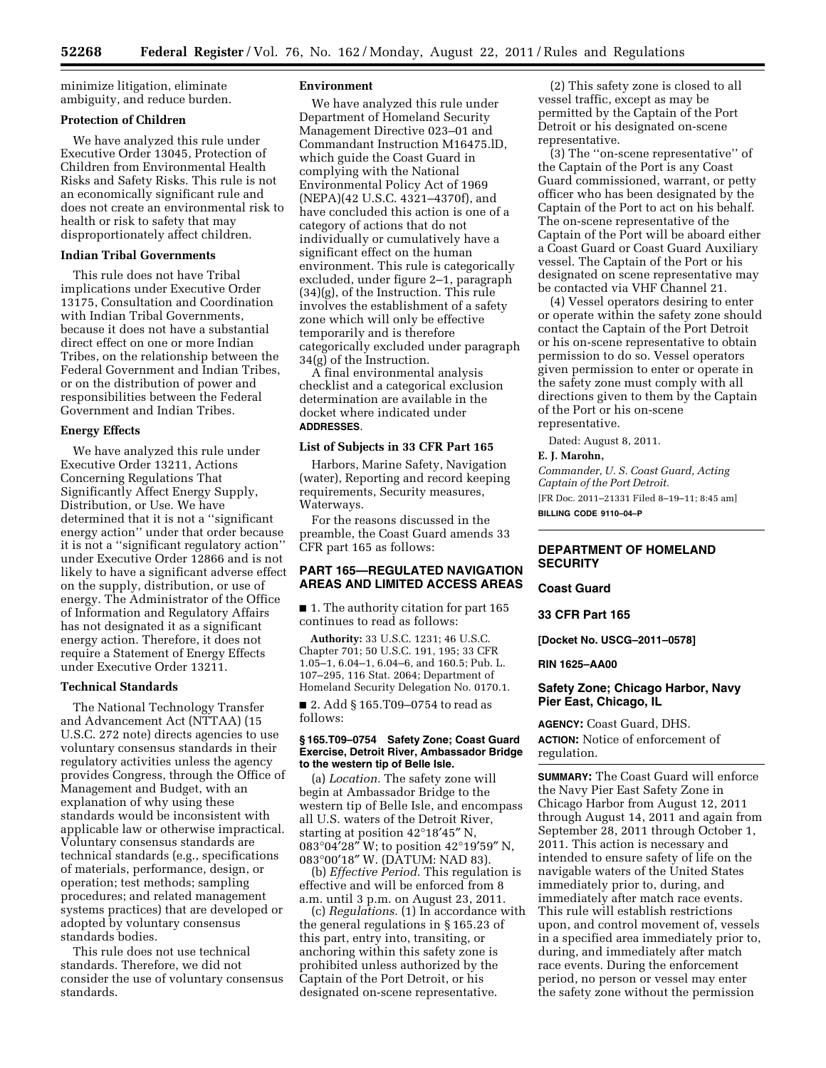minimize litigation, eliminate ambiguity, and reduce burden.

**Protection of Children**

We have analyzed this rule under Executive Order 13045, Protection of Children from Environmental Health Risks and Safety Risks. This rule is not an economically significant rule and does not create an environmental risk to health or risk to safety that may disproportionately affect children.

**Indian Tribal Governments**

This rule does not have Tribal implications under Executive Order 13175, Consultation and Coordination with Indian Tribal Governments, because it does not have a substantial direct effect on one or more Indian Tribes, on the relationship between the Federal Government and Indian Tribes, or on the distribution of power and responsibilities between the Federal Government and Indian Tribes.

**Energy Effects**

We have analyzed this rule under Executive Order 13211, Actions Concerning Regulations That Significantly Affect Energy Supply, Distribution, or Use. We have determined that it is not a ''significant energy action'' under that order because it is not a ''significant regulatory action'' under Executive Order 12866 and is not likely to have a significant adverse effect on the supply, distribution, or use of energy. The Administrator of the Office of Information and Regulatory Affairs has not designated it as a significant energy action. Therefore, it does not require a Statement of Energy Effects under Executive Order 13211.

**Technical Standards**

The National Technology Transfer and Advancement Act (NTTAA) (15 U.S.C. 272 note) directs agencies to use voluntary consensus standards in their regulatory activities unless the agency provides Congress, through the Office of Management and Budget, with an explanation of why using these standards would be inconsistent with applicable law or otherwise impractical. Voluntary consensus standards are technical standards (e.g., specifications of materials, performance, design, or operation; test methods; sampling procedures; and related management systems practices) that are developed or adopted by voluntary consensus standards bodies.

This rule does not use technical standards. Therefore, we did not consider the use of voluntary consensus standards.

**Environment**

We have analyzed this rule under Department of Homeland Security Management Directive 023–01 and Commandant Instruction M16475.lD, which guide the Coast Guard in complying with the National Environmental Policy Act of 1969 (NEPA)(42 U.S.C. 4321–4370f), and have concluded this action is one of a category of actions that do not individually or cumulatively have a significant effect on the human environment. This rule is categorically excluded, under figure 2–1, paragraph (34)(g), of the Instruction. This rule involves the establishment of a safety zone which will only be effective temporarily and is therefore categorically excluded under paragraph 34(g) of the Instruction.

A final environmental analysis checklist and a categorical exclusion determination are available in the docket where indicated under **ADDRESSES**.

**List of Subjects in 33 CFR Part 165**

Harbors, Marine Safety, Navigation (water), Reporting and record keeping requirements, Security measures, Waterways.

For the reasons discussed in the preamble, the Coast Guard amends 33 CFR part 165 as follows:

## PART 165—REGULATED NAVIGATION AREAS AND LIMITED ACCESS AREAS

■ 1. The authority citation for part 165 continues to read as follows:

**Authority:** 33 U.S.C. 1231; 46 U.S.C. Chapter 701; 50 U.S.C. 191, 195; 33 CFR 1.05–1, 6.04–1, 6.04–6, and 160.5; Pub. L. 107–295, 116 Stat. 2064; Department of Homeland Security Delegation No. 0170.1.

■ 2. Add § 165.T09–0754 to read as follows:

**§ 165.T09–0754 Safety Zone; Coast Guard Exercise, Detroit River, Ambassador Bridge to the western tip of Belle Isle.**

(a) *Location.* The safety zone will begin at Ambassador Bridge to the western tip of Belle Isle, and encompass all U.S. waters of the Detroit River, starting at position 42°18′45″ N, 083°04′28″ W; to position 42°19′59″ N, 083°00′18″ W. (DATUM: NAD 83).

(b) *Effective Period.* This regulation is effective and will be enforced from 8 a.m. until 3 p.m. on August 23, 2011.

(c) *Regulations.* (1) In accordance with the general regulations in § 165.23 of this part, entry into, transiting, or anchoring within this safety zone is prohibited unless authorized by the Captain of the Port Detroit, or his designated on-scene representative.

(2) This safety zone is closed to all vessel traffic, except as may be permitted by the Captain of the Port Detroit or his designated on-scene representative.

(3) The ''on-scene representative'' of the Captain of the Port is any Coast Guard commissioned, warrant, or petty officer who has been designated by the Captain of the Port to act on his behalf. The on-scene representative of the Captain of the Port will be aboard either a Coast Guard or Coast Guard Auxiliary vessel. The Captain of the Port or his designated on scene representative may be contacted via VHF Channel 21.

(4) Vessel operators desiring to enter or operate within the safety zone should contact the Captain of the Port Detroit or his on-scene representative to obtain permission to do so. Vessel operators given permission to enter or operate in the safety zone must comply with all directions given to them by the Captain of the Port or his on-scene representative.

Dated: August 8, 2011.

**E. J. Marohn,**

*Commander, U. S. Coast Guard, Acting Captain of the Port Detroit.*

[FR Doc. 2011–21331 Filed 8–19–11; 8:45 am]

**BILLING CODE 9110–04–P**

---

**DEPARTMENT OF HOMELAND SECURITY**

**Coast Guard**

**33 CFR Part 165**

**[Docket No. USCG–2011–0578]**

**RIN 1625–AA00**

## Safety Zone; Chicago Harbor, Navy Pier East, Chicago, IL

**AGENCY:** Coast Guard, DHS.

**ACTION:** Notice of enforcement of regulation.

**SUMMARY:** The Coast Guard will enforce the Navy Pier East Safety Zone in Chicago Harbor from August 12, 2011 through August 14, 2011 and again from September 28, 2011 through October 1, 2011. This action is necessary and intended to ensure safety of life on the navigable waters of the United States immediately prior to, during, and immediately after match race events. This rule will establish restrictions upon, and control movement of, vessels in a specified area immediately prior to, during, and immediately after match race events. During the enforcement period, no person or vessel may enter the safety zone without the permission